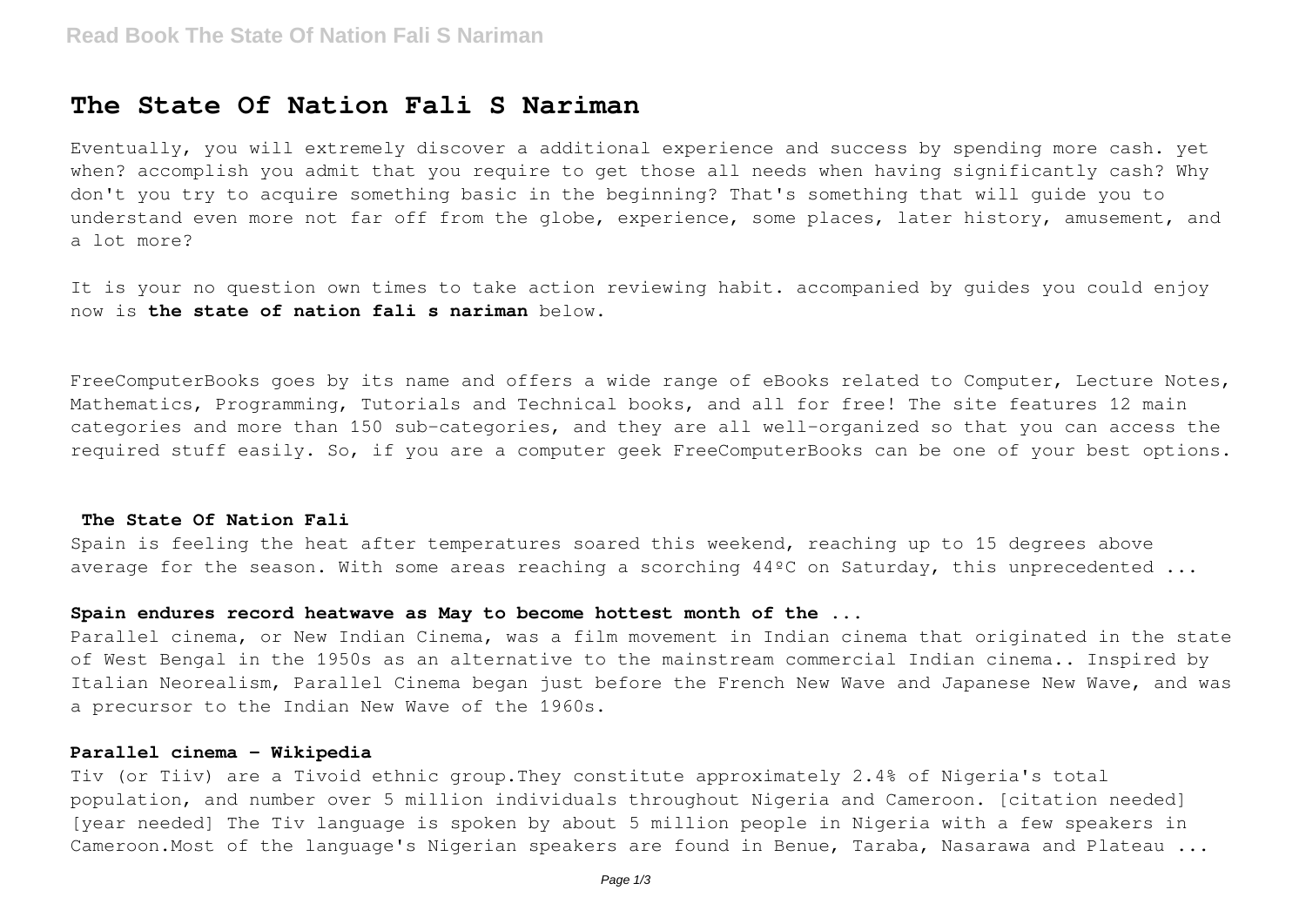# The State Of Nation Fali S Nariman

Eventually, you will extremely discover a additional experience and success by spending more cash. yet when? accomplish you admit that you require to get those all needs when having significantly cash? Why don't you try to acquire something basic in the beginning? That's something that will guide you to understand even more not far off from the globe, experience, some places, later history, amusement, and a lot more?

It is your no question own times to take action reviewing habit. accompanied by guides you could enjoy now is **the state of nation fali s nariman** below.

FreeComputerBooks goes by its name and offers a wide range of eBooks related to Computer, Lecture Notes, Mathematics, Programming, Tutorials and Technical books, and all for free! The site features 12 main categories and more than 150 sub-categories, and they are all well-organized so that you can access the required stuff easily. So, if you are a computer geek FreeComputerBooks can be one of your best options.

## The State Of Nation Fali

Spain is feeling the heat after temperatures soared this weekend, reaching up to 15 degrees above average for the season. With some areas reaching a scorching 44ºC on Saturday, this unprecedented ...

### Spain endures record heatwave as May to become hottest month of the ...

Parallel cinema, or New Indian Cinema, was a film movement in Indian cinema that originated in the state of West Bengal in the 1950s as an alternative to the mainstream commercial Indian cinema.. Inspired by Italian Neorealism, Parallel Cinema began just before the French New Wave and Japanese New Wave, and was a precursor to the Indian New Wave of the 1960s.

### Parallel cinema - Wikipedia

Tiv (or Tiiv) are a Tivoid ethnic group.They constitute approximately 2.4% of Nigeria's total population, and number over 5 million individuals throughout Nigeria and Cameroon. [citation needed] [year needed] The Tiv language is spoken by about 5 million people in Nigeria with a few speakers in Cameroon.Most of the language's Nigerian speakers are found in Benue, Taraba, Nasarawa and Plateau ...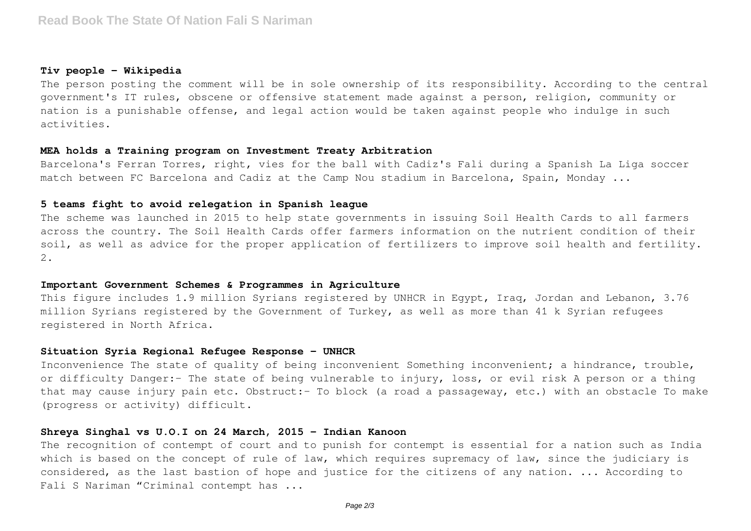### Tiv people - Wikipedia

The person posting the comment will be in sole ownership of its responsibility. According to the central government's IT rules, obscene or offensive statement made against a person, religion, community or nation is a punishable offense, and legal action would be taken against people who indulge in such activities.

### MEA holds a Training program on Investment Treaty Arbitration

Barcelona's Ferran Torres, right, vies for the ball with Cadiz's Fali during a Spanish La Liga soccer match between FC Barcelona and Cadiz at the Camp Nou stadium in Barcelona, Spain, Monday ...

### 5 teams fight to avoid relegation in Spanish league

The scheme was launched in 2015 to help state governments in issuing Soil Health Cards to all farmers across the country. The Soil Health Cards offer farmers information on the nutrient condition of their soil, as well as advice for the proper application of fertilizers to improve soil health and fertility. 2.

### Important Government Schemes & Programmes in Agriculture

This figure includes 1.9 million Syrians registered by UNHCR in Egypt, Iraq, Jordan and Lebanon, 3.76 million Syrians registered by the Government of Turkey, as well as more than 41 k Syrian refugees registered in North Africa.

### Situation Syria Regional Refugee Response - UNHCR

Inconvenience The state of quality of being inconvenient Something inconvenient; a hindrance, trouble, or difficulty Danger:- The state of being vulnerable to injury, loss, or evil risk A person or a thing that may cause injury pain etc. Obstruct:- To block (a road a passageway, etc.) with an obstacle To make (progress or activity) difficult.

### Shreya Singhal vs U.O.I on 24 March, 2015 - Indian Kanoon

The recognition of contempt of court and to punish for contempt is essential for a nation such as India which is based on the concept of rule of law, which requires supremacy of law, since the judiciary is considered, as the last bastion of hope and justice for the citizens of any nation. ... According to Fali S Nariman "Criminal contempt has ...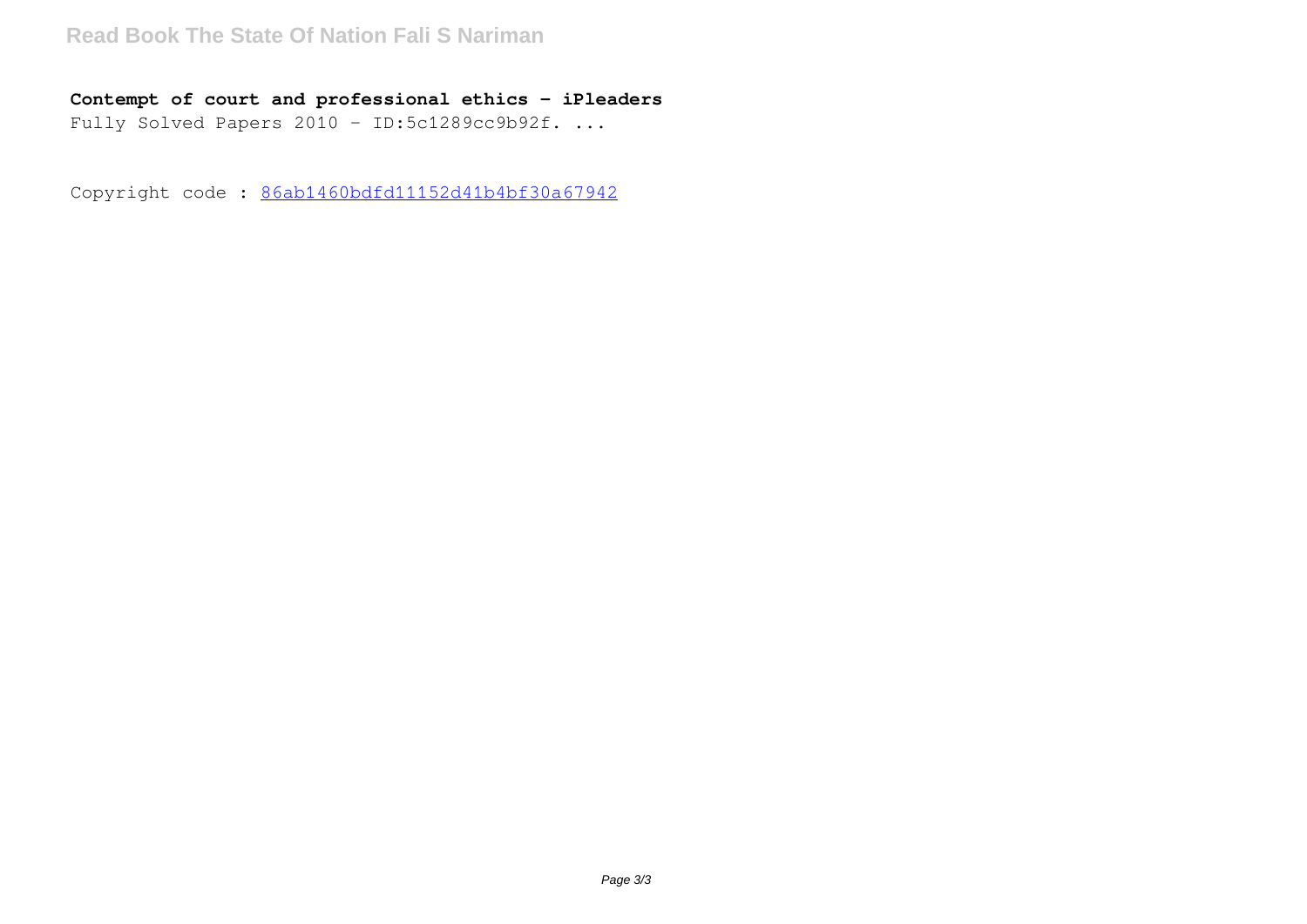**Contempt of court and professional ethics - iPleaders**

Fully Solved Papers 2010 - ID:5c1289cc9b92f. ...

Copyright code : 86ab1460bdfd11152d41b4bf30a67942